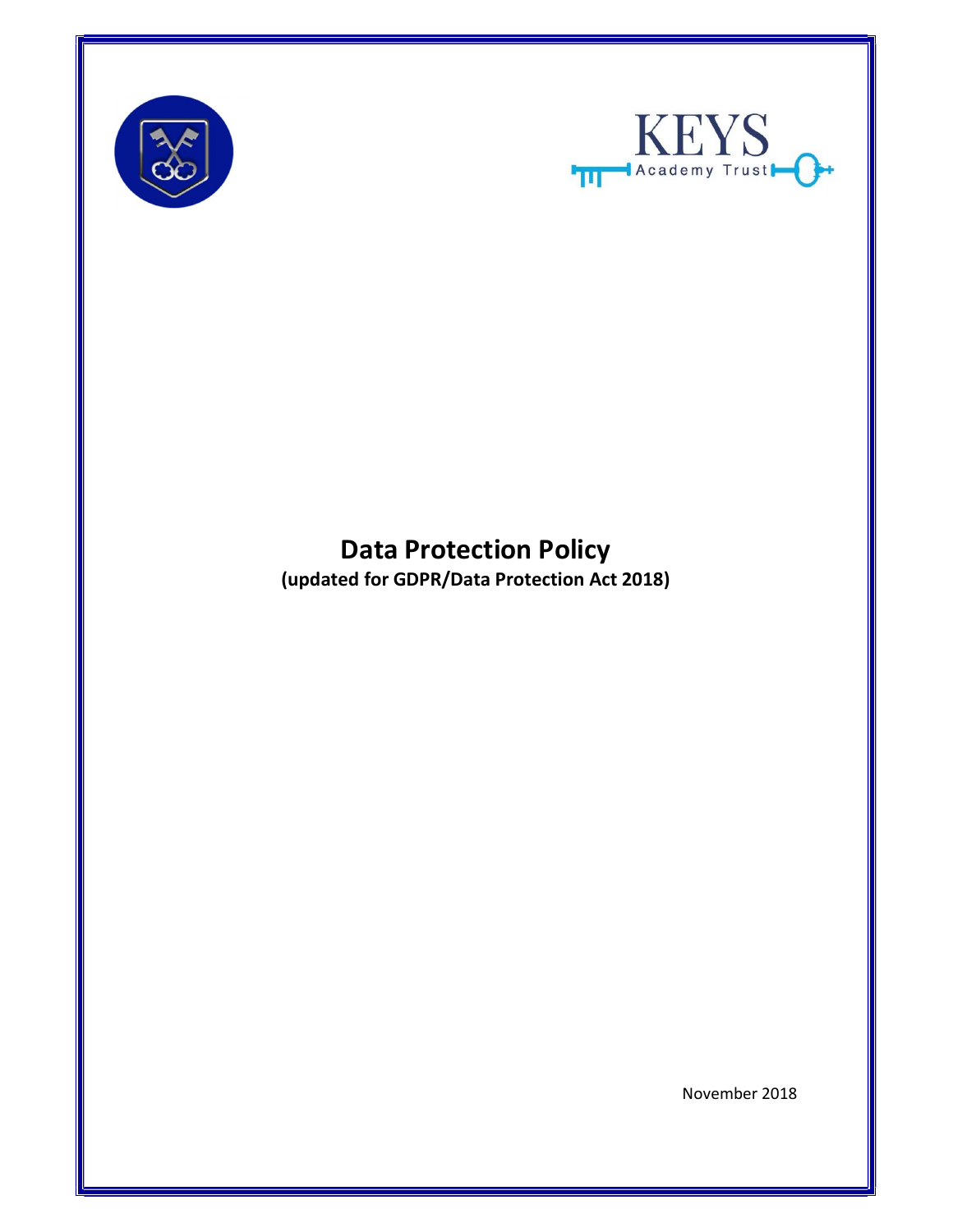KEYS
Academy Trust

# Data Protection Policy

**(updated for GDPR/Data Protection Act 2018)**

November 2018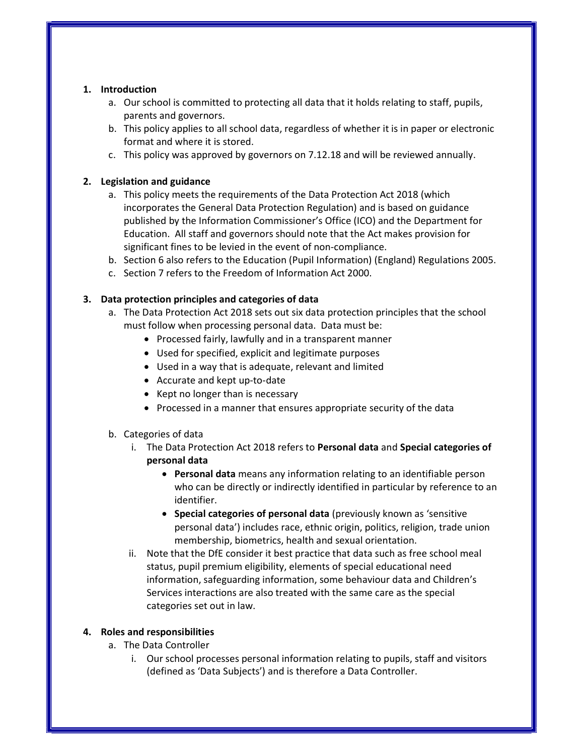## 1. Introduction

a. Our school is committed to protecting all data that it holds relating to staff, pupils, parents and governors.
b. This policy applies to all school data, regardless of whether it is in paper or electronic format and where it is stored.
c. This policy was approved by governors on 7.12.18 and will be reviewed annually.

## 2. Legislation and guidance

a. This policy meets the requirements of the Data Protection Act 2018 (which incorporates the General Data Protection Regulation) and is based on guidance published by the Information Commissioner's Office (ICO) and the Department for Education. All staff and governors should note that the Act makes provision for significant fines to be levied in the event of non-compliance.
b. Section 6 also refers to the Education (Pupil Information) (England) Regulations 2005.
c. Section 7 refers to the Freedom of Information Act 2000.

## 3. Data protection principles and categories of data

a. The Data Protection Act 2018 sets out six data protection principles that the school must follow when processing personal data. Data must be:
   - Processed fairly, lawfully and in a transparent manner
   - Used for specified, explicit and legitimate purposes
   - Used in a way that is adequate, relevant and limited
   - Accurate and kept up-to-date
   - Kept no longer than is necessary
   - Processed in a manner that ensures appropriate security of the data

b. Categories of data
   i. The Data Protection Act 2018 refers to **Personal data** and **Special categories of personal data**
      - **Personal data** means any information relating to an identifiable person who can be directly or indirectly identified in particular by reference to an identifier.
      - **Special categories of personal data** (previously known as 'sensitive personal data') includes race, ethnic origin, politics, religion, trade union membership, biometrics, health and sexual orientation.

   ii. Note that the DfE consider it best practice that data such as free school meal status, pupil premium eligibility, elements of special educational need information, safeguarding information, some behaviour data and Children's Services interactions are also treated with the same care as the special categories set out in law.

## 4. Roles and responsibilities

a. The Data Controller
   i. Our school processes personal information relating to pupils, staff and visitors (defined as 'Data Subjects') and is therefore a Data Controller.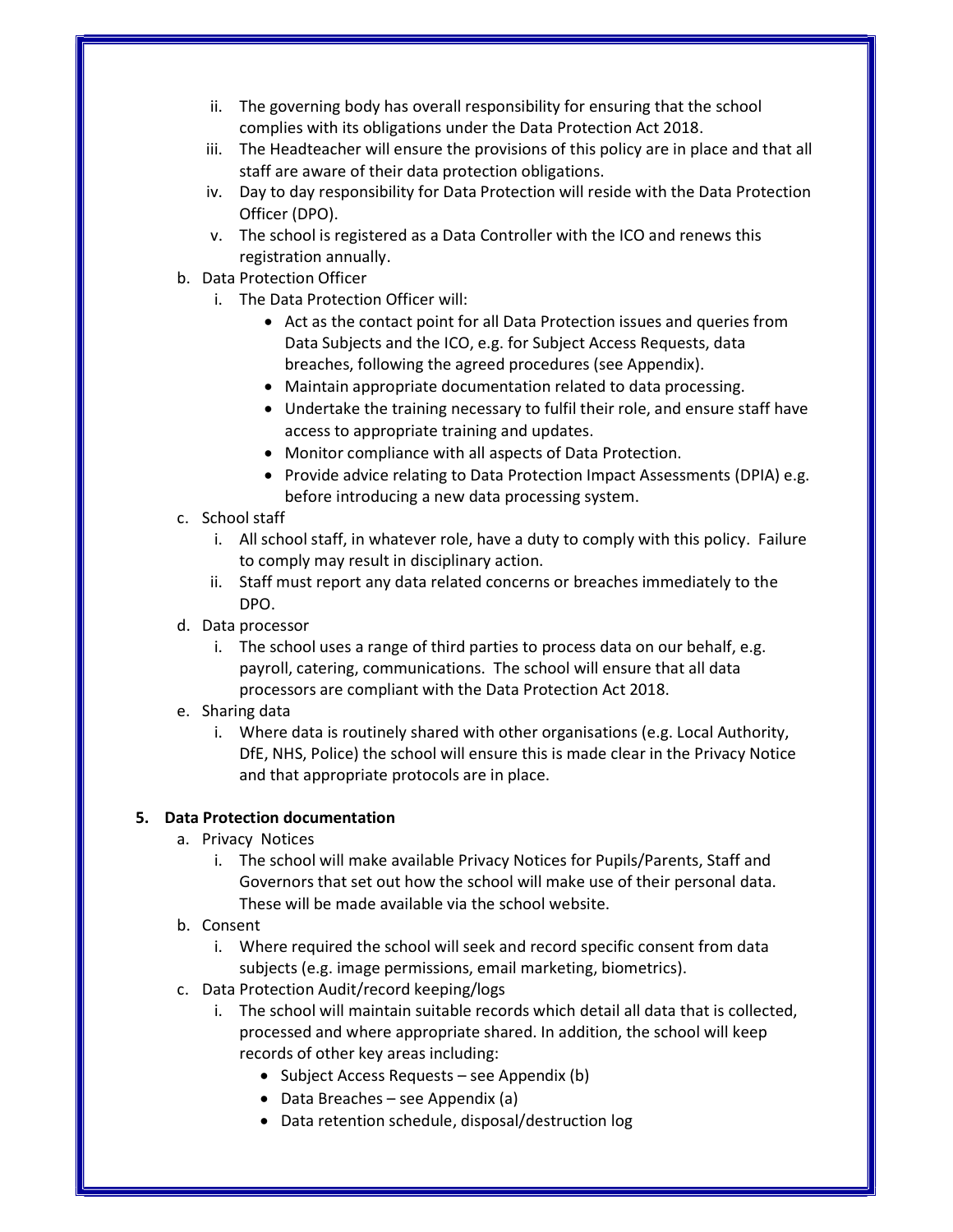ii. The governing body has overall responsibility for ensuring that the school complies with its obligations under the Data Protection Act 2018.

iii. The Headteacher will ensure the provisions of this policy are in place and that all staff are aware of their data protection obligations.

iv. Day to day responsibility for Data Protection will reside with the Data Protection Officer (DPO).

v. The school is registered as a Data Controller with the ICO and renews this registration annually.

b. Data Protection Officer

i. The Data Protection Officer will:

- Act as the contact point for all Data Protection issues and queries from Data Subjects and the ICO, e.g. for Subject Access Requests, data breaches, following the agreed procedures (see Appendix).
- Maintain appropriate documentation related to data processing.
- Undertake the training necessary to fulfil their role, and ensure staff have access to appropriate training and updates.
- Monitor compliance with all aspects of Data Protection.
- Provide advice relating to Data Protection Impact Assessments (DPIA) e.g. before introducing a new data processing system.

c. School staff

i. All school staff, in whatever role, have a duty to comply with this policy. Failure to comply may result in disciplinary action.

ii. Staff must report any data related concerns or breaches immediately to the DPO.

d. Data processor

i. The school uses a range of third parties to process data on our behalf, e.g. payroll, catering, communications. The school will ensure that all data processors are compliant with the Data Protection Act 2018.

e. Sharing data

i. Where data is routinely shared with other organisations (e.g. Local Authority, DfE, NHS, Police) the school will ensure this is made clear in the Privacy Notice and that appropriate protocols are in place.

**5. Data Protection documentation**

a. Privacy Notices

i. The school will make available Privacy Notices for Pupils/Parents, Staff and Governors that set out how the school will make use of their personal data. These will be made available via the school website.

b. Consent

i. Where required the school will seek and record specific consent from data subjects (e.g. image permissions, email marketing, biometrics).

c. Data Protection Audit/record keeping/logs

i. The school will maintain suitable records which detail all data that is collected, processed and where appropriate shared. In addition, the school will keep records of other key areas including:

- Subject Access Requests – see Appendix (b)
- Data Breaches – see Appendix (a)
- Data retention schedule, disposal/destruction log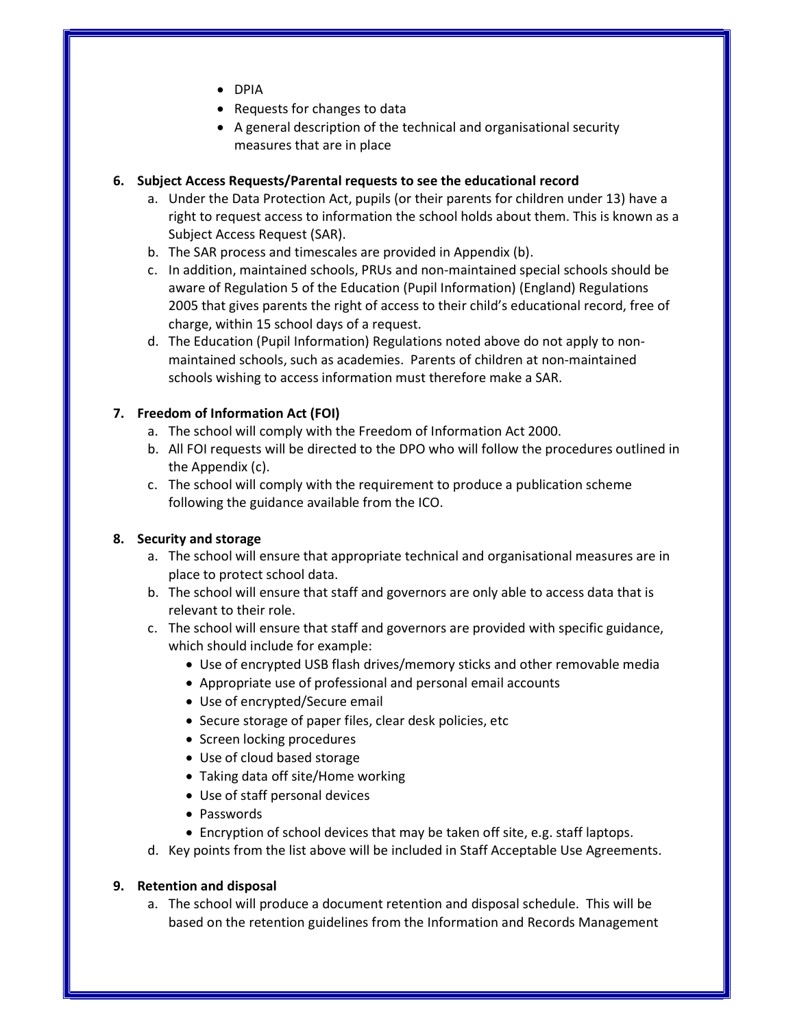- DPIA
- Requests for changes to data
- A general description of the technical and organisational security measures that are in place

6. **Subject Access Requests/Parental requests to see the educational record**
    a. Under the Data Protection Act, pupils (or their parents for children under 13) have a right to request access to information the school holds about them. This is known as a Subject Access Request (SAR).
    b. The SAR process and timescales are provided in Appendix (b).
    c. In addition, maintained schools, PRUs and non-maintained special schools should be aware of Regulation 5 of the Education (Pupil Information) (England) Regulations 2005 that gives parents the right of access to their child's educational record, free of charge, within 15 school days of a request.
    d. The Education (Pupil Information) Regulations noted above do not apply to non-maintained schools, such as academies. Parents of children at non-maintained schools wishing to access information must therefore make a SAR.

7. **Freedom of Information Act (FOI)**
    a. The school will comply with the Freedom of Information Act 2000.
    b. All FOI requests will be directed to the DPO who will follow the procedures outlined in the Appendix (c).
    c. The school will comply with the requirement to produce a publication scheme following the guidance available from the ICO.

8. **Security and storage**
    a. The school will ensure that appropriate technical and organisational measures are in place to protect school data.
    b. The school will ensure that staff and governors are only able to access data that is relevant to their role.
    c. The school will ensure that staff and governors are provided with specific guidance, which should include for example:
        - Use of encrypted USB flash drives/memory sticks and other removable media
        - Appropriate use of professional and personal email accounts
        - Use of encrypted/Secure email
        - Secure storage of paper files, clear desk policies, etc
        - Screen locking procedures
        - Use of cloud based storage
        - Taking data off site/Home working
        - Use of staff personal devices
        - Passwords
        - Encryption of school devices that may be taken off site, e.g. staff laptops.
    d. Key points from the list above will be included in Staff Acceptable Use Agreements.

9. **Retention and disposal**
    a. The school will produce a document retention and disposal schedule. This will be based on the retention guidelines from the Information and Records Management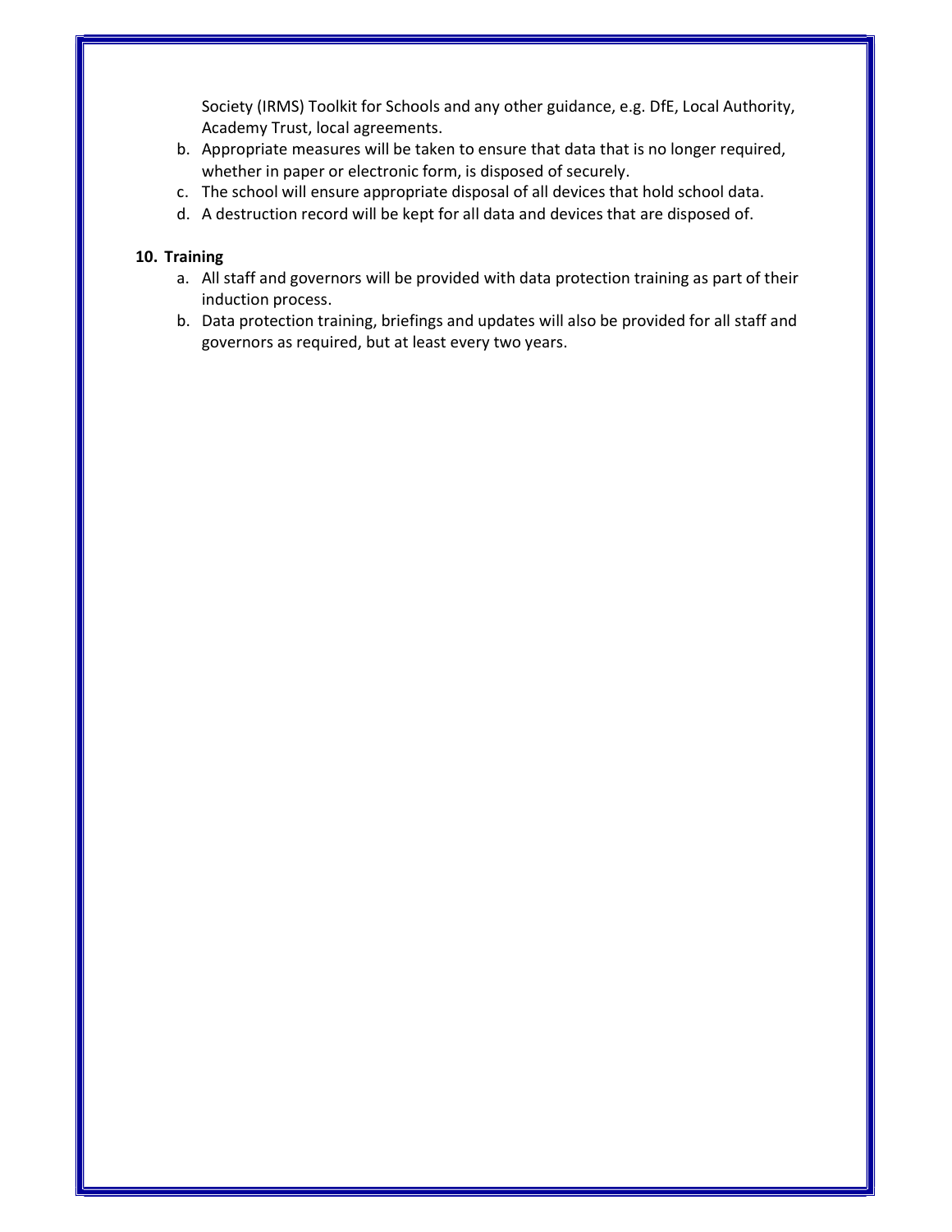Society (IRMS) Toolkit for Schools and any other guidance, e.g. DfE, Local Authority, Academy Trust, local agreements.

b. Appropriate measures will be taken to ensure that data that is no longer required, whether in paper or electronic form, is disposed of securely.
c. The school will ensure appropriate disposal of all devices that hold school data.
d. A destruction record will be kept for all data and devices that are disposed of.

**10. Training**

a. All staff and governors will be provided with data protection training as part of their induction process.
b. Data protection training, briefings and updates will also be provided for all staff and governors as required, but at least every two years.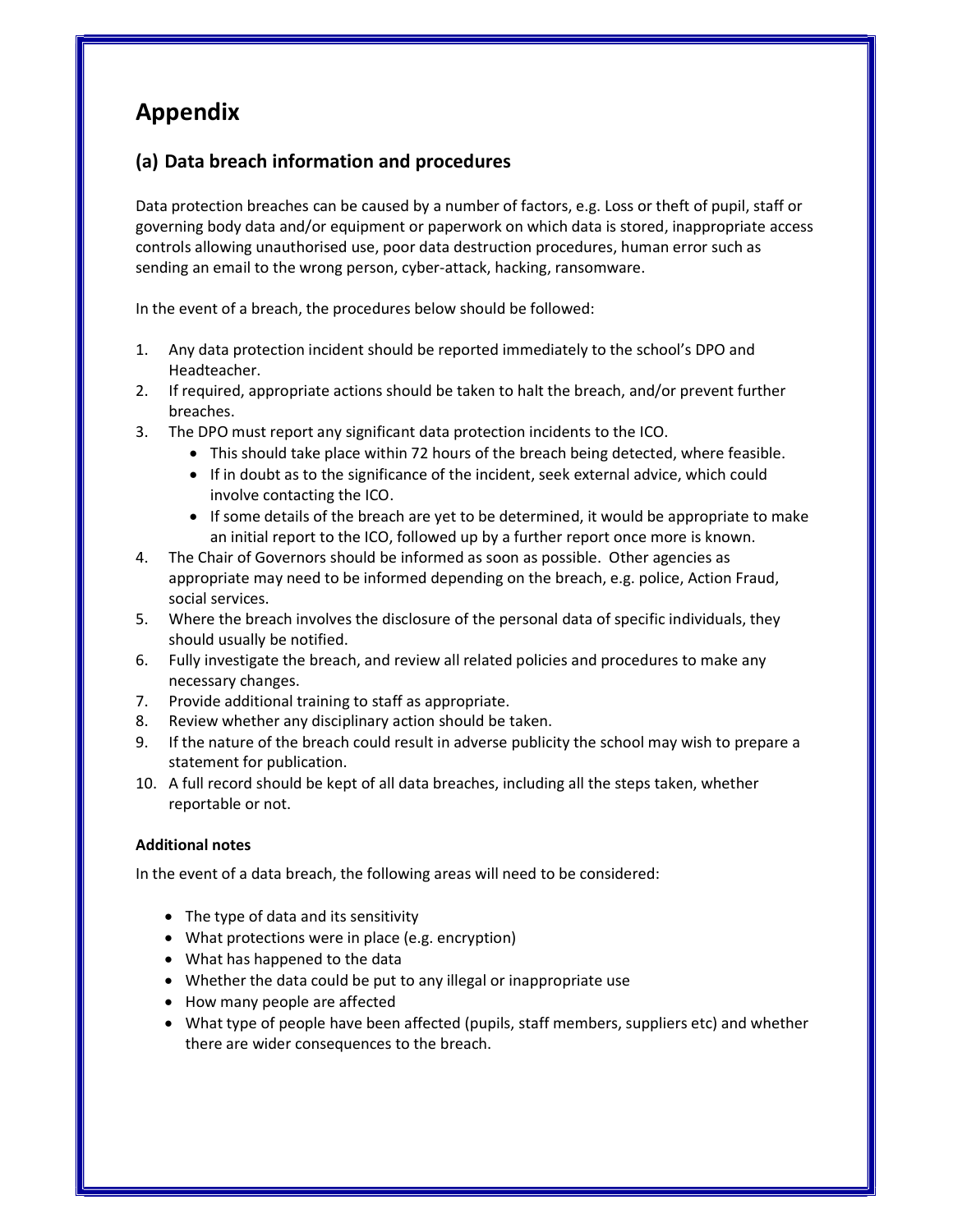# Appendix

## (a) Data breach information and procedures

Data protection breaches can be caused by a number of factors, e.g. Loss or theft of pupil, staff or governing body data and/or equipment or paperwork on which data is stored, inappropriate access controls allowing unauthorised use, poor data destruction procedures, human error such as sending an email to the wrong person, cyber-attack, hacking, ransomware.

In the event of a breach, the procedures below should be followed:

1. Any data protection incident should be reported immediately to the school's DPO and Headteacher.
2. If required, appropriate actions should be taken to halt the breach, and/or prevent further breaches.
3. The DPO must report any significant data protection incidents to the ICO.
   - This should take place within 72 hours of the breach being detected, where feasible.
   - If in doubt as to the significance of the incident, seek external advice, which could involve contacting the ICO.
   - If some details of the breach are yet to be determined, it would be appropriate to make an initial report to the ICO, followed up by a further report once more is known.
4. The Chair of Governors should be informed as soon as possible. Other agencies as appropriate may need to be informed depending on the breach, e.g. police, Action Fraud, social services.
5. Where the breach involves the disclosure of the personal data of specific individuals, they should usually be notified.
6. Fully investigate the breach, and review all related policies and procedures to make any necessary changes.
7. Provide additional training to staff as appropriate.
8. Review whether any disciplinary action should be taken.
9. If the nature of the breach could result in adverse publicity the school may wish to prepare a statement for publication.
10. A full record should be kept of all data breaches, including all the steps taken, whether reportable or not.

**Additional notes**

In the event of a data breach, the following areas will need to be considered:

- The type of data and its sensitivity
- What protections were in place (e.g. encryption)
- What has happened to the data
- Whether the data could be put to any illegal or inappropriate use
- How many people are affected
- What type of people have been affected (pupils, staff members, suppliers etc) and whether there are wider consequences to the breach.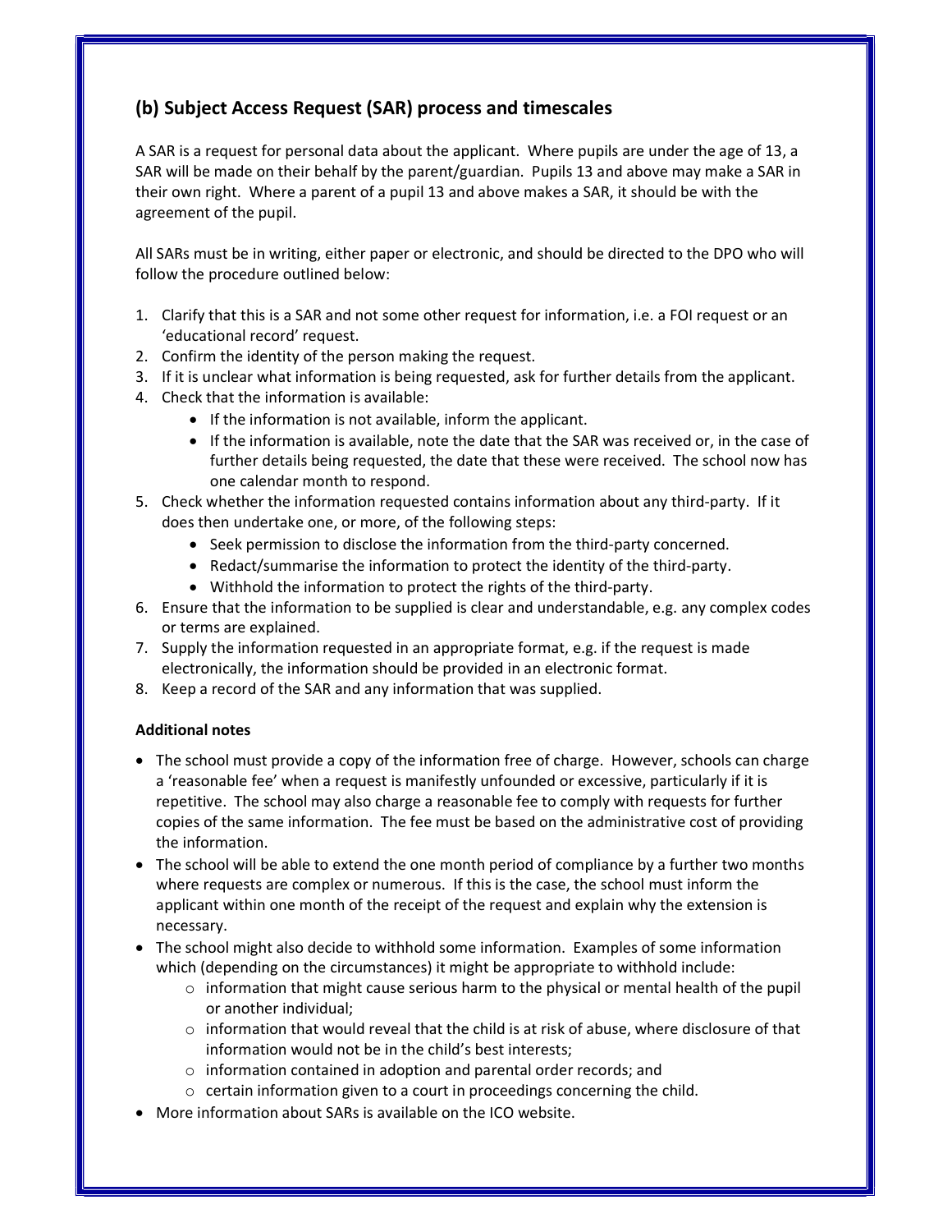## (b) Subject Access Request (SAR) process and timescales

A SAR is a request for personal data about the applicant. Where pupils are under the age of 13, a SAR will be made on their behalf by the parent/guardian. Pupils 13 and above may make a SAR in their own right. Where a parent of a pupil 13 and above makes a SAR, it should be with the agreement of the pupil.

All SARs must be in writing, either paper or electronic, and should be directed to the DPO who will follow the procedure outlined below:

1. Clarify that this is a SAR and not some other request for information, i.e. a FOI request or an 'educational record' request.
2. Confirm the identity of the person making the request.
3. If it is unclear what information is being requested, ask for further details from the applicant.
4. Check that the information is available:
    - If the information is not available, inform the applicant.
    - If the information is available, note the date that the SAR was received or, in the case of further details being requested, the date that these were received. The school now has one calendar month to respond.
5. Check whether the information requested contains information about any third-party. If it does then undertake one, or more, of the following steps:
    - Seek permission to disclose the information from the third-party concerned.
    - Redact/summarise the information to protect the identity of the third-party.
    - Withhold the information to protect the rights of the third-party.
6. Ensure that the information to be supplied is clear and understandable, e.g. any complex codes or terms are explained.
7. Supply the information requested in an appropriate format, e.g. if the request is made electronically, the information should be provided in an electronic format.
8. Keep a record of the SAR and any information that was supplied.

**Additional notes**

- The school must provide a copy of the information free of charge. However, schools can charge a 'reasonable fee' when a request is manifestly unfounded or excessive, particularly if it is repetitive. The school may also charge a reasonable fee to comply with requests for further copies of the same information. The fee must be based on the administrative cost of providing the information.
- The school will be able to extend the one month period of compliance by a further two months where requests are complex or numerous. If this is the case, the school must inform the applicant within one month of the receipt of the request and explain why the extension is necessary.
- The school might also decide to withhold some information. Examples of some information which (depending on the circumstances) it might be appropriate to withhold include:
    - information that might cause serious harm to the physical or mental health of the pupil or another individual;
    - information that would reveal that the child is at risk of abuse, where disclosure of that information would not be in the child's best interests;
    - information contained in adoption and parental order records; and
    - certain information given to a court in proceedings concerning the child.
- More information about SARs is available on the ICO website.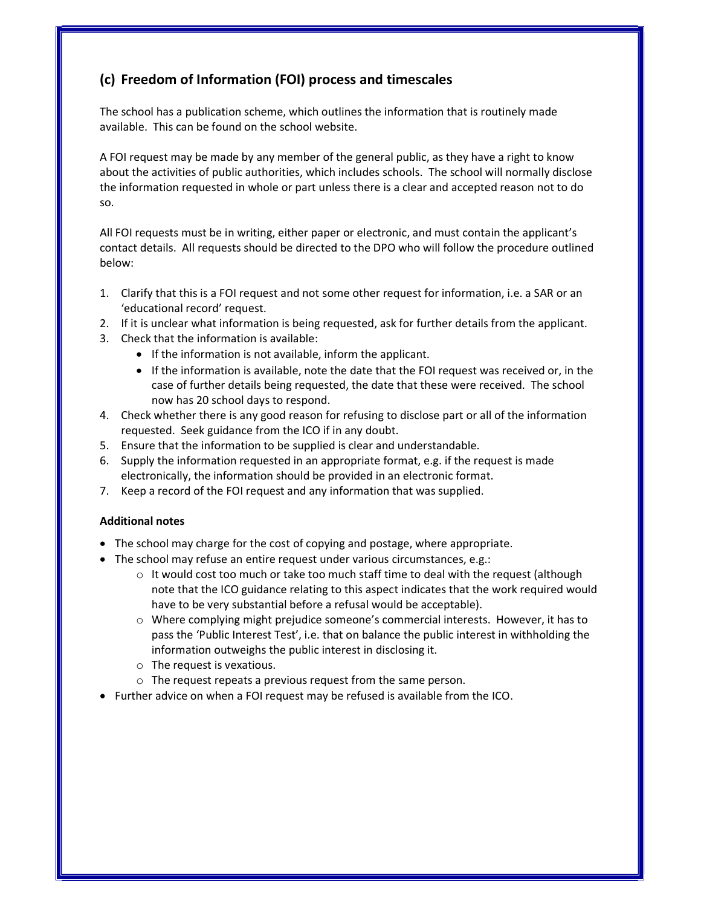## (c) Freedom of Information (FOI) process and timescales

The school has a publication scheme, which outlines the information that is routinely made available. This can be found on the school website.

A FOI request may be made by any member of the general public, as they have a right to know about the activities of public authorities, which includes schools. The school will normally disclose the information requested in whole or part unless there is a clear and accepted reason not to do so.

All FOI requests must be in writing, either paper or electronic, and must contain the applicant's contact details. All requests should be directed to the DPO who will follow the procedure outlined below:

1. Clarify that this is a FOI request and not some other request for information, i.e. a SAR or an 'educational record' request.
2. If it is unclear what information is being requested, ask for further details from the applicant.
3. Check that the information is available:
   - If the information is not available, inform the applicant.
   - If the information is available, note the date that the FOI request was received or, in the case of further details being requested, the date that these were received. The school now has 20 school days to respond.
4. Check whether there is any good reason for refusing to disclose part or all of the information requested. Seek guidance from the ICO if in any doubt.
5. Ensure that the information to be supplied is clear and understandable.
6. Supply the information requested in an appropriate format, e.g. if the request is made electronically, the information should be provided in an electronic format.
7. Keep a record of the FOI request and any information that was supplied.

**Additional notes**

- The school may charge for the cost of copying and postage, where appropriate.
- The school may refuse an entire request under various circumstances, e.g.:
  - It would cost too much or take too much staff time to deal with the request (although note that the ICO guidance relating to this aspect indicates that the work required would have to be very substantial before a refusal would be acceptable).
  - Where complying might prejudice someone's commercial interests. However, it has to pass the 'Public Interest Test', i.e. that on balance the public interest in withholding the information outweighs the public interest in disclosing it.
  - The request is vexatious.
  - The request repeats a previous request from the same person.
- Further advice on when a FOI request may be refused is available from the ICO.